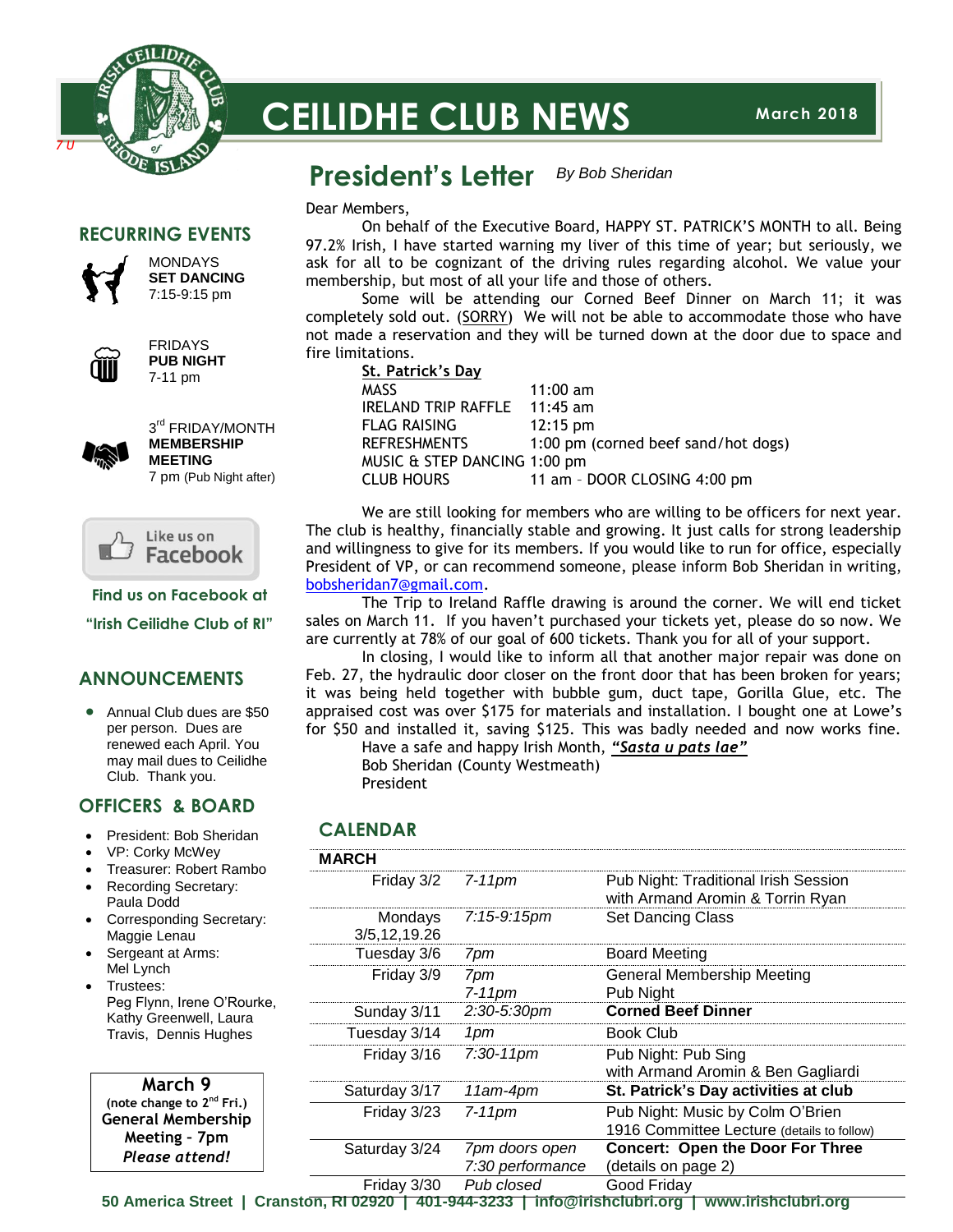# CEILIDHE CLUB NEWS

March 2018

## President's Letter

*By Bob Sheridan*

Dear Members,

On behalf of the Executive Board, HAPPY ST. PATRICK'S MONTH to all. Being 97.2% Irish, I have started warning my liver of this time of year; but seriously, we ask for all to be cognizant of the driving rules regarding alcohol. We value your membership, but most of all your life and those of others.

Some will be attending our Corned Beef Dinner on March 11; it was completely sold out. (SORRY) We will not be able to accommodate those who have not made a reservation and they will be turned down at the door due to space and fire limitations.

**St. Patrick's Day**

| | |
|---|---|
| MASS | 11:00 am |
| IRELAND TRIP RAFFLE | 11:45 am |
| FLAG RAISING | 12:15 pm |
| REFRESHMENTS | 1:00 pm (corned beef sand/hot dogs) |
| MUSIC & STEP DANCING | 1:00 pm |
| CLUB HOURS | 11 am – DOOR CLOSING 4:00 pm |

We are still looking for members who are willing to be officers for next year. The club is healthy, financially stable and growing. It just calls for strong leadership and willingness to give for its members. If you would like to run for office, especially President of VP, or can recommend someone, please inform Bob Sheridan in writing, bobsheridan7@gmail.com.

The Trip to Ireland Raffle drawing is around the corner. We will end ticket sales on March 11. If you haven't purchased your tickets yet, please do so now. We are currently at 78% of our goal of 600 tickets. Thank you for all of your support.

In closing, I would like to inform all that another major repair was done on Feb. 27, the hydraulic door closer on the front door that has been broken for years; it was being held together with bubble gum, duct tape, Gorilla Glue, etc. The appraised cost was over $175 for materials and installation. I bought one at Lowe's for $50 and installed it, saving $125. This was badly needed and now works fine.

Have a safe and happy Irish Month, ***"Sasta u pats lae"***

Bob Sheridan (County Westmeath)
President

## CALENDAR

| MARCH | | |
|---|---|---|
| Friday 3/2 | *7-11pm* | Pub Night: Traditional Irish Session with Armand Aromin & Torrin Ryan |
| Mondays 3/5,12,19.26 | *7:15-9:15pm* | Set Dancing Class |
| Tuesday 3/6 | *7pm* | Board Meeting |
| Friday 3/9 | *7pm* / *7-11pm* | General Membership Meeting / Pub Night |
| Sunday 3/11 | *2:30-5:30pm* | **Corned Beef Dinner** |
| Tuesday 3/14 | *1pm* | Book Club |
| Friday 3/16 | *7:30-11pm* | Pub Night: Pub Sing with Armand Aromin & Ben Gagliardi |
| Saturday 3/17 | *11am-4pm* | **St. Patrick's Day activities at club** |
| Friday 3/23 | *7-11pm* | Pub Night: Music by Colm O'Brien / 1916 Committee Lecture (details to follow) |
| Saturday 3/24 | *7pm doors open* / *7:30 performance* | **Concert: Open the Door For Three** (details on page 2) |
| Friday 3/30 | *Pub closed* | Good Friday |

## RECURRING EVENTS

MONDAYS
**SET DANCING**
7:15-9:15 pm

FRIDAYS
**PUB NIGHT**
7-11 pm

3rd FRIDAY/MONTH
**MEMBERSHIP MEETING**
7 pm (Pub Night after)

Like us on Facebook

**Find us on Facebook at "Irish Ceilidhe Club of RI"**

## ANNOUNCEMENTS

- Annual Club dues are $50 per person. Dues are renewed each April. You may mail dues to Ceilidhe Club. Thank you.

## OFFICERS & BOARD

- President: Bob Sheridan
- VP: Corky McWey
- Treasurer: Robert Rambo
- Recording Secretary: Paula Dodd
- Corresponding Secretary: Maggie Lenau
- Sergeant at Arms: Mel Lynch
- Trustees: Peg Flynn, Irene O'Rourke, Kathy Greenwell, Laura Travis, Dennis Hughes

**March 9**
**(note change to 2nd Fri.)**
**General Membership Meeting – 7pm**
***Please attend!***

**50 America Street | Cranston, RI 02920 | 401-944-3233 | info@irishclubri.org | www.irishclubri.org**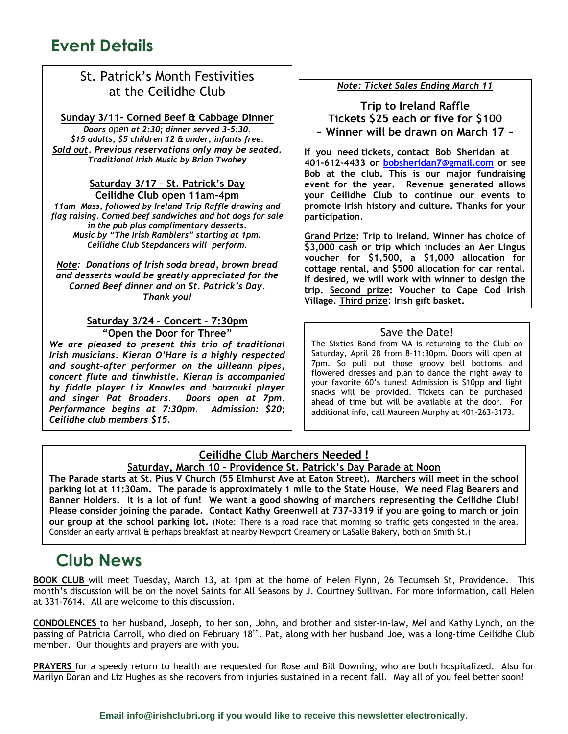# Event Details

St. Patrick's Month Festivities
at the Ceilidhe Club

**Sunday 3/11- Corned Beef & Cabbage Dinner**

*Doors open at 2:30; dinner served 3-5:30.*
*$15 adults, $5 children 12 & under, infants free.*
***Sold out**. Previous reservations only may be seated.*
*Traditional Irish Music by Brian Twohey*

**Saturday 3/17 – St. Patrick's Day**
**Ceilidhe Club open 11am-4pm**

*11am Mass, followed by Ireland Trip Raffle drawing and flag raising. Corned beef sandwiches and hot dogs for sale in the pub plus complimentary desserts.*
*Music by "The Irish Ramblers" starting at 1pm.*
*Ceilidhe Club Stepdancers will perform.*

***Note**: Donations of Irish soda bread, brown bread and desserts would be greatly appreciated for the Corned Beef dinner and on St. Patrick's Day. Thank you!*

**Saturday 3/24 – Concert – 7:30pm**
**"Open the Door for Three"**

*We are pleased to present this trio of traditional Irish musicians. Kieran O'Hare is a highly respected and sought-after performer on the uilleann pipes, concert flute and tinwhistle. Kieran is accompanied by fiddle player Liz Knowles and bouzouki player and singer Pat Broaders. Doors open at 7pm. Performance begins at 7:30pm. Admission: $20; Ceilidhe club members $15.*

***Note: Ticket Sales Ending March 11***

**Trip to Ireland Raffle**
**Tickets $25 each or five for $100**
**~ Winner will be drawn on March 17 ~**

**If you need tickets, contact Bob Sheridan at 401-612-4433 or bobsheridan7@gmail.com or see Bob at the club. This is our major fundraising event for the year. Revenue generated allows your Ceilidhe Club to continue our events to promote Irish history and culture. Thanks for your participation.**

**Grand Prize: Trip to Ireland. Winner has choice of $3,000 cash or trip which includes an Aer Lingus voucher for $1,500, a $1,000 allocation for cottage rental, and $500 allocation for car rental. If desired, we will work with winner to design the trip. Second prize: Voucher to Cape Cod Irish Village. Third prize: Irish gift basket.**

Save the Date!

The Sixties Band from MA is returning to the Club on Saturday, April 28 from 8-11:30pm. Doors will open at 7pm. So pull out those groovy bell bottoms and flowered dresses and plan to dance the night away to your favorite 60's tunes! Admission is $10pp and light snacks will be provided. Tickets can be purchased ahead of time but will be available at the door. For additional info, call Maureen Murphy at 401-263-3173.

**Ceilidhe Club Marchers Needed !**
**Saturday, March 10 – Providence St. Patrick's Day Parade at Noon**

**The Parade starts at St. Pius V Church (55 Elmhurst Ave at Eaton Street). Marchers will meet in the school parking lot at 11:30am. The parade is approximately 1 mile to the State House. We need Flag Bearers and Banner Holders. It is a lot of fun! We want a good showing of marchers representing the Ceilidhe Club! Please consider joining the parade. Contact Kathy Greenwell at 737-3319 if you are going to march or join our group at the school parking lot.** (Note: There is a road race that morning so traffic gets congested in the area. Consider an early arrival & perhaps breakfast at nearby Newport Creamery or LaSalle Bakery, both on Smith St.)

# Club News

**BOOK CLUB** will meet Tuesday, March 13, at 1pm at the home of Helen Flynn, 26 Tecumseh St, Providence. This month's discussion will be on the novel Saints for All Seasons by J. Courtney Sullivan. For more information, call Helen at 331-7614. All are welcome to this discussion.

**CONDOLENCES** to her husband, Joseph, to her son, John, and brother and sister-in-law, Mel and Kathy Lynch, on the passing of Patricia Carroll, who died on February 18th. Pat, along with her husband Joe, was a long-time Ceilidhe Club member. Our thoughts and prayers are with you.

**PRAYERS** for a speedy return to health are requested for Rose and Bill Downing, who are both hospitalized. Also for Marilyn Doran and Liz Hughes as she recovers from injuries sustained in a recent fall. May all of you feel better soon!

**Email info@irishclubri.org if you would like to receive this newsletter electronically.**